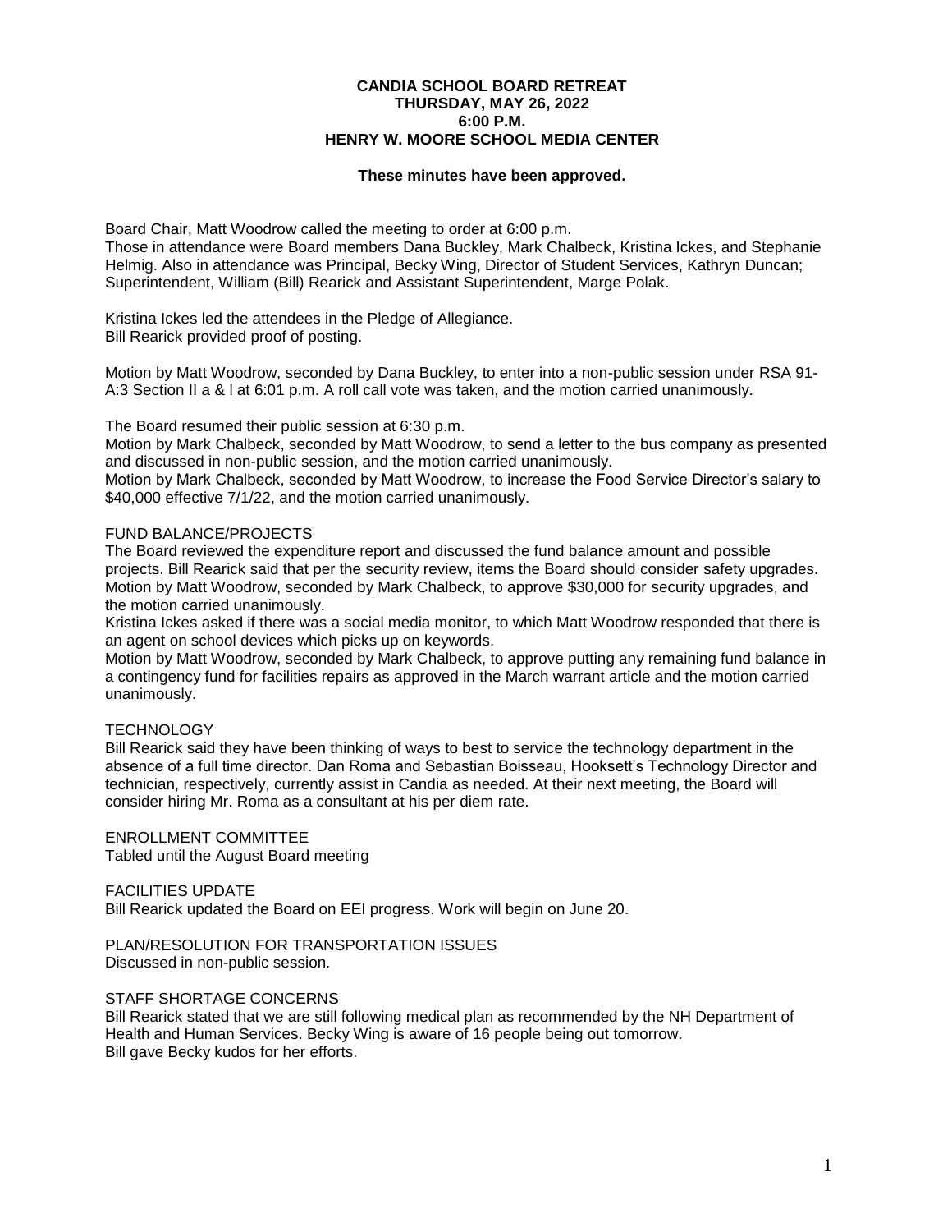**CANDIA SCHOOL BOARD RETREAT**
**THURSDAY, MAY 26, 2022**
**6:00 P.M.**
**HENRY W. MOORE SCHOOL MEDIA CENTER**

**These minutes have been approved.**

Board Chair, Matt Woodrow called the meeting to order at 6:00 p.m.
Those in attendance were Board members Dana Buckley, Mark Chalbeck, Kristina Ickes, and Stephanie Helmig. Also in attendance was Principal, Becky Wing, Director of Student Services, Kathryn Duncan; Superintendent, William (Bill) Rearick and Assistant Superintendent, Marge Polak.

Kristina Ickes led the attendees in the Pledge of Allegiance.
Bill Rearick provided proof of posting.

Motion by Matt Woodrow, seconded by Dana Buckley, to enter into a non-public session under RSA 91-A:3 Section II a & l at 6:01 p.m. A roll call vote was taken, and the motion carried unanimously.

The Board resumed their public session at 6:30 p.m.
Motion by Mark Chalbeck, seconded by Matt Woodrow, to send a letter to the bus company as presented and discussed in non-public session, and the motion carried unanimously.
Motion by Mark Chalbeck, seconded by Matt Woodrow, to increase the Food Service Director's salary to $40,000 effective 7/1/22, and the motion carried unanimously.

FUND BALANCE/PROJECTS
The Board reviewed the expenditure report and discussed the fund balance amount and possible projects. Bill Rearick said that per the security review, items the Board should consider safety upgrades. Motion by Matt Woodrow, seconded by Mark Chalbeck, to approve $30,000 for security upgrades, and the motion carried unanimously.
Kristina Ickes asked if there was a social media monitor, to which Matt Woodrow responded that there is an agent on school devices which picks up on keywords.
Motion by Matt Woodrow, seconded by Mark Chalbeck, to approve putting any remaining fund balance in a contingency fund for facilities repairs as approved in the March warrant article and the motion carried unanimously.

TECHNOLOGY
Bill Rearick said they have been thinking of ways to best to service the technology department in the absence of a full time director. Dan Roma and Sebastian Boisseau, Hooksett's Technology Director and technician, respectively, currently assist in Candia as needed. At their next meeting, the Board will consider hiring Mr. Roma as a consultant at his per diem rate.

ENROLLMENT COMMITTEE
Tabled until the August Board meeting

FACILITIES UPDATE
Bill Rearick updated the Board on EEI progress. Work will begin on June 20.

PLAN/RESOLUTION FOR TRANSPORTATION ISSUES
Discussed in non-public session.

STAFF SHORTAGE CONCERNS
Bill Rearick stated that we are still following medical plan as recommended by the NH Department of Health and Human Services. Becky Wing is aware of 16 people being out tomorrow.
Bill gave Becky kudos for her efforts.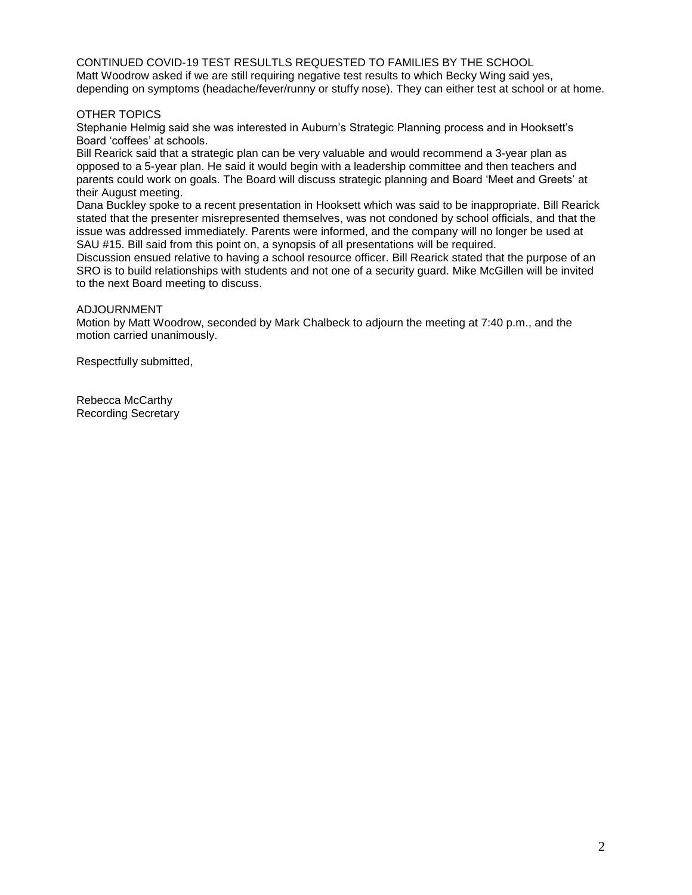## CONTINUED COVID-19 TEST RESULTLS REQUESTED TO FAMILIES BY THE SCHOOL

Matt Woodrow asked if we are still requiring negative test results to which Becky Wing said yes, depending on symptoms (headache/fever/runny or stuffy nose). They can either test at school or at home.

## OTHER TOPICS

Stephanie Helmig said she was interested in Auburn's Strategic Planning process and in Hooksett's Board 'coffees' at schools.

Bill Rearick said that a strategic plan can be very valuable and would recommend a 3-year plan as opposed to a 5-year plan. He said it would begin with a leadership committee and then teachers and parents could work on goals. The Board will discuss strategic planning and Board 'Meet and Greets' at their August meeting.

Dana Buckley spoke to a recent presentation in Hooksett which was said to be inappropriate. Bill Rearick stated that the presenter misrepresented themselves, was not condoned by school officials, and that the issue was addressed immediately. Parents were informed, and the company will no longer be used at SAU #15. Bill said from this point on, a synopsis of all presentations will be required.

Discussion ensued relative to having a school resource officer. Bill Rearick stated that the purpose of an SRO is to build relationships with students and not one of a security guard. Mike McGillen will be invited to the next Board meeting to discuss.

## ADJOURNMENT

Motion by Matt Woodrow, seconded by Mark Chalbeck to adjourn the meeting at 7:40 p.m., and the motion carried unanimously.

Respectfully submitted,

Rebecca McCarthy
Recording Secretary